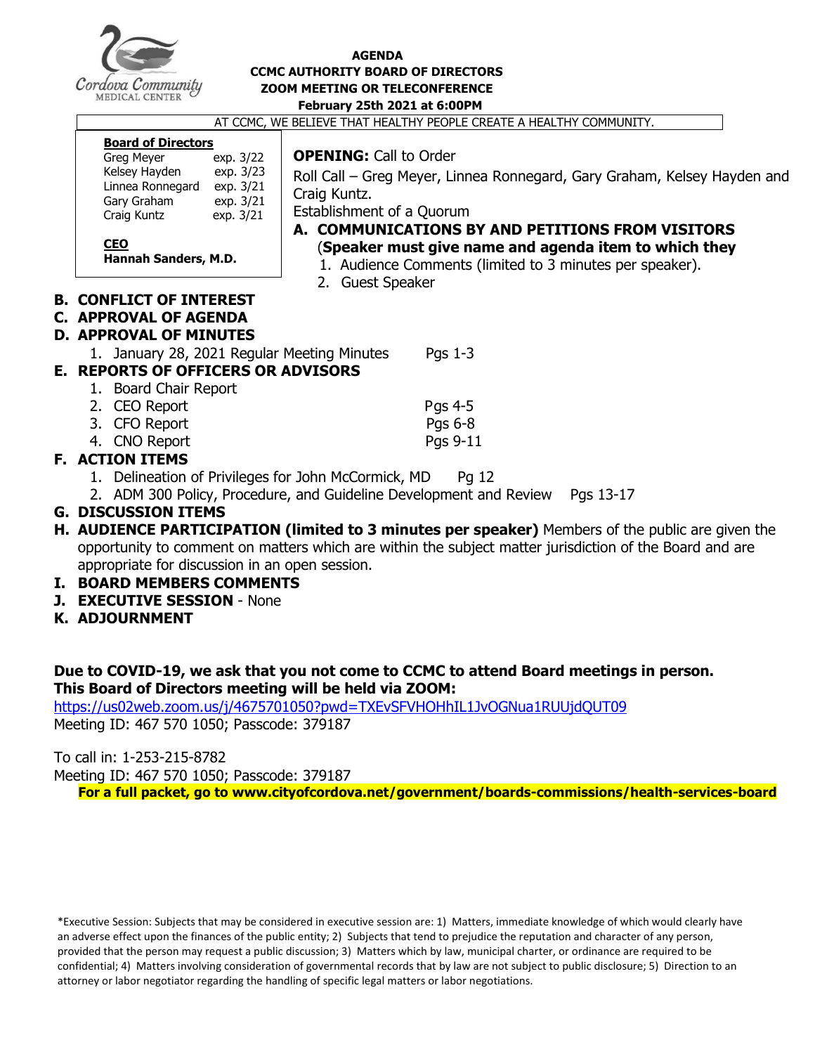**AGENDA**
**CCMC AUTHORITY BOARD OF DIRECTORS**
**ZOOM MEETING OR TELECONFERENCE**
**February 25th 2021 at 6:00PM**

AT CCMC, WE BELIEVE THAT HEALTHY PEOPLE CREATE A HEALTHY COMMUNITY.

**Board of Directors**

| | |
|---|---|
| Greg Meyer | exp. 3/22 |
| Kelsey Hayden | exp. 3/23 |
| Linnea Ronnegard | exp. 3/21 |
| Gary Graham | exp. 3/21 |
| Craig Kuntz | exp. 3/21 |

**CEO**
**Hannah Sanders, M.D.**

**OPENING:** Call to Order

Roll Call – Greg Meyer, Linnea Ronnegard, Gary Graham, Kelsey Hayden and Craig Kuntz.

Establishment of a Quorum

**A. COMMUNICATIONS BY AND PETITIONS FROM VISITORS**
(**Speaker must give name and agenda item to which they**
1. Audience Comments (limited to 3 minutes per speaker).
2. Guest Speaker

**B. CONFLICT OF INTEREST**

**C. APPROVAL OF AGENDA**

**D. APPROVAL OF MINUTES**
1. January 28, 2021 Regular Meeting Minutes — Pgs 1-3

**E. REPORTS OF OFFICERS OR ADVISORS**
1. Board Chair Report
2. CEO Report — Pgs 4-5
3. CFO Report — Pgs 6-8
4. CNO Report — Pgs 9-11

**F. ACTION ITEMS**
1. Delineation of Privileges for John McCormick, MD — Pg 12
2. ADM 300 Policy, Procedure, and Guideline Development and Review — Pgs 13-17

**G. DISCUSSION ITEMS**

**H. AUDIENCE PARTICIPATION (limited to 3 minutes per speaker)** Members of the public are given the opportunity to comment on matters which are within the subject matter jurisdiction of the Board and are appropriate for discussion in an open session.

**I. BOARD MEMBERS COMMENTS**

**J. EXECUTIVE SESSION** - None

**K. ADJOURNMENT**

**Due to COVID-19, we ask that you not come to CCMC to attend Board meetings in person. This Board of Directors meeting will be held via ZOOM:**

https://us02web.zoom.us/j/4675701050?pwd=TXEvSFVHOHhIL1JvOGNua1RUUjdQUT09

Meeting ID: 467 570 1050; Passcode: 379187

To call in: 1-253-215-8782

Meeting ID: 467 570 1050; Passcode: 379187

**For a full packet, go to www.cityofcordova.net/government/boards-commissions/health-services-board**

*Executive Session: Subjects that may be considered in executive session are: 1) Matters, immediate knowledge of which would clearly have an adverse effect upon the finances of the public entity; 2) Subjects that tend to prejudice the reputation and character of any person, provided that the person may request a public discussion; 3) Matters which by law, municipal charter, or ordinance are required to be confidential; 4) Matters involving consideration of governmental records that by law are not subject to public disclosure; 5) Direction to an attorney or labor negotiator regarding the handling of specific legal matters or labor negotiations.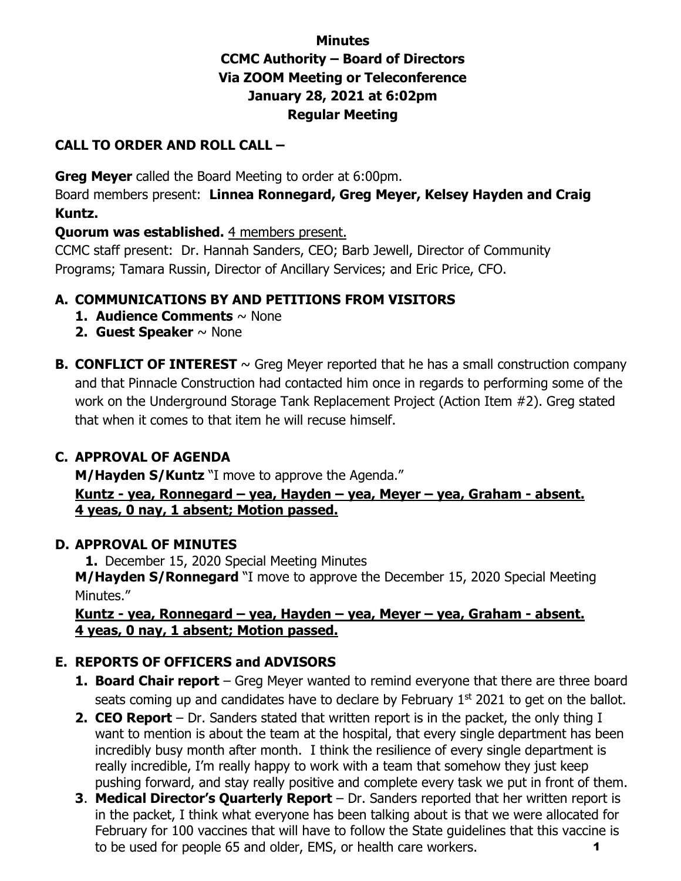**Minutes**
**CCMC Authority – Board of Directors**
**Via ZOOM Meeting or Teleconference**
**January 28, 2021 at 6:02pm**
**Regular Meeting**

## CALL TO ORDER AND ROLL CALL –

**Greg Meyer** called the Board Meeting to order at 6:00pm.
Board members present: **Linnea Ronnegard, Greg Meyer, Kelsey Hayden and Craig Kuntz.**
**Quorum was established.** 4 members present.
CCMC staff present: Dr. Hannah Sanders, CEO; Barb Jewell, Director of Community Programs; Tamara Russin, Director of Ancillary Services; and Eric Price, CFO.

## A. COMMUNICATIONS BY AND PETITIONS FROM VISITORS

1. **Audience Comments** ~ None
2. **Guest Speaker** ~ None

## B. CONFLICT OF INTEREST

~ Greg Meyer reported that he has a small construction company and that Pinnacle Construction had contacted him once in regards to performing some of the work on the Underground Storage Tank Replacement Project (Action Item #2). Greg stated that when it comes to that item he will recuse himself.

## C. APPROVAL OF AGENDA

**M/Hayden S/Kuntz** "I move to approve the Agenda."
**Kuntz - yea, Ronnegard – yea, Hayden – yea, Meyer – yea, Graham - absent.**
**4 yeas, 0 nay, 1 absent; Motion passed.**

## D. APPROVAL OF MINUTES

1. December 15, 2020 Special Meeting Minutes

**M/Hayden S/Ronnegard** "I move to approve the December 15, 2020 Special Meeting Minutes."
**Kuntz - yea, Ronnegard – yea, Hayden – yea, Meyer – yea, Graham - absent.**
**4 yeas, 0 nay, 1 absent; Motion passed.**

## E. REPORTS OF OFFICERS and ADVISORS

1. **Board Chair report** – Greg Meyer wanted to remind everyone that there are three board seats coming up and candidates have to declare by February 1st 2021 to get on the ballot.
2. **CEO Report** – Dr. Sanders stated that written report is in the packet, the only thing I want to mention is about the team at the hospital, that every single department has been incredibly busy month after month. I think the resilience of every single department is really incredible, I'm really happy to work with a team that somehow they just keep pushing forward, and stay really positive and complete every task we put in front of them.
3. **Medical Director's Quarterly Report** – Dr. Sanders reported that her written report is in the packet, I think what everyone has been talking about is that we were allocated for February for 100 vaccines that will have to follow the State guidelines that this vaccine is to be used for people 65 and older, EMS, or health care workers.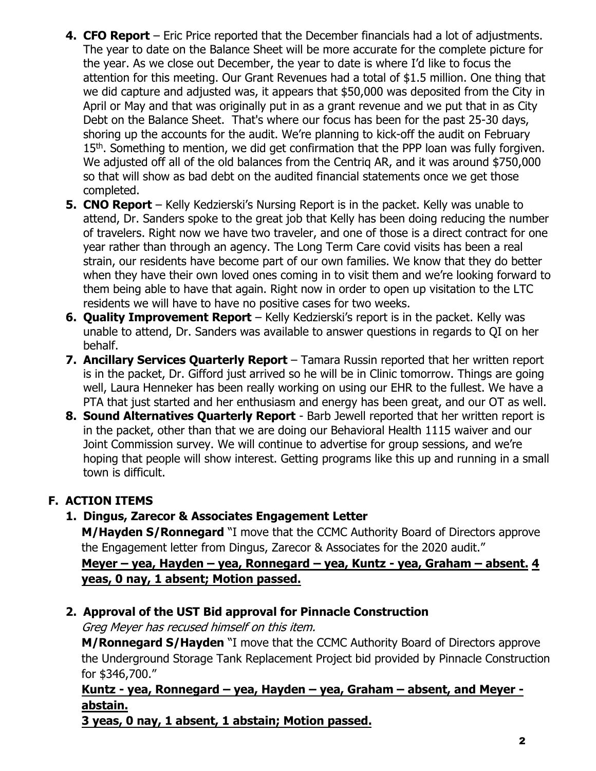4. **CFO Report** – Eric Price reported that the December financials had a lot of adjustments. The year to date on the Balance Sheet will be more accurate for the complete picture for the year. As we close out December, the year to date is where I'd like to focus the attention for this meeting. Our Grant Revenues had a total of $1.5 million. One thing that we did capture and adjusted was, it appears that $50,000 was deposited from the City in April or May and that was originally put in as a grant revenue and we put that in as City Debt on the Balance Sheet. That's where our focus has been for the past 25-30 days, shoring up the accounts for the audit. We're planning to kick-off the audit on February 15th. Something to mention, we did get confirmation that the PPP loan was fully forgiven. We adjusted off all of the old balances from the Centriq AR, and it was around $750,000 so that will show as bad debt on the audited financial statements once we get those completed.
5. **CNO Report** – Kelly Kedzierski's Nursing Report is in the packet. Kelly was unable to attend, Dr. Sanders spoke to the great job that Kelly has been doing reducing the number of travelers. Right now we have two traveler, and one of those is a direct contract for one year rather than through an agency. The Long Term Care covid visits has been a real strain, our residents have become part of our own families. We know that they do better when they have their own loved ones coming in to visit them and we're looking forward to them being able to have that again. Right now in order to open up visitation to the LTC residents we will have to have no positive cases for two weeks.
6. **Quality Improvement Report** – Kelly Kedzierski's report is in the packet. Kelly was unable to attend, Dr. Sanders was available to answer questions in regards to QI on her behalf.
7. **Ancillary Services Quarterly Report** – Tamara Russin reported that her written report is in the packet, Dr. Gifford just arrived so he will be in Clinic tomorrow. Things are going well, Laura Henneker has been really working on using our EHR to the fullest. We have a PTA that just started and her enthusiasm and energy has been great, and our OT as well.
8. **Sound Alternatives Quarterly Report** - Barb Jewell reported that her written report is in the packet, other than that we are doing our Behavioral Health 1115 waiver and our Joint Commission survey. We will continue to advertise for group sessions, and we're hoping that people will show interest. Getting programs like this up and running in a small town is difficult.

## F. ACTION ITEMS

### 1. Dingus, Zarecor & Associates Engagement Letter

**M/Hayden S/Ronnegard** "I move that the CCMC Authority Board of Directors approve the Engagement letter from Dingus, Zarecor & Associates for the 2020 audit."

**Meyer – yea, Hayden – yea, Ronnegard – yea, Kuntz - yea, Graham – absent. 4 yeas, 0 nay, 1 absent; Motion passed.**

### 2. Approval of the UST Bid approval for Pinnacle Construction

*Greg Meyer has recused himself on this item.*

**M/Ronnegard S/Hayden** "I move that the CCMC Authority Board of Directors approve the Underground Storage Tank Replacement Project bid provided by Pinnacle Construction for $346,700."

**Kuntz - yea, Ronnegard – yea, Hayden – yea, Graham – absent, and Meyer - abstain.**

**3 yeas, 0 nay, 1 absent, 1 abstain; Motion passed.**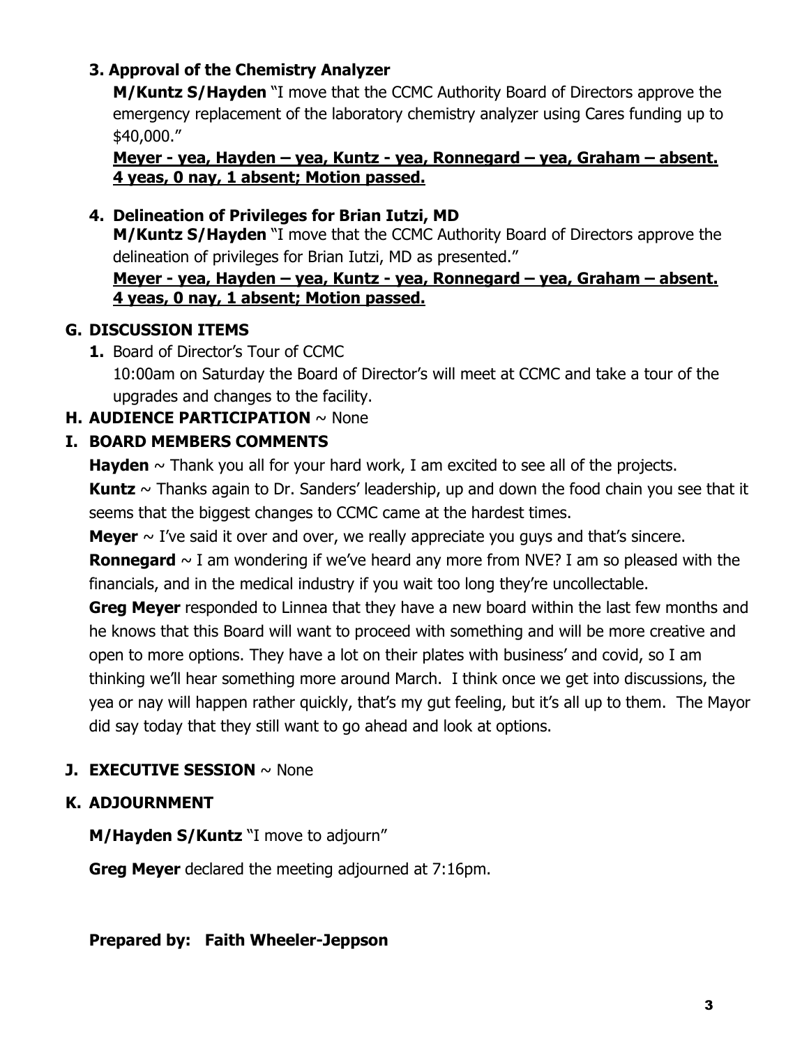**3. Approval of the Chemistry Analyzer**

**M/Kuntz S/Hayden** "I move that the CCMC Authority Board of Directors approve the emergency replacement of the laboratory chemistry analyzer using Cares funding up to $40,000."

**Meyer - yea, Hayden – yea, Kuntz - yea, Ronnegard – yea, Graham – absent. 4 yeas, 0 nay, 1 absent; Motion passed.**

**4. Delineation of Privileges for Brian Iutzi, MD**

**M/Kuntz S/Hayden** "I move that the CCMC Authority Board of Directors approve the delineation of privileges for Brian Iutzi, MD as presented."

**Meyer - yea, Hayden – yea, Kuntz - yea, Ronnegard – yea, Graham – absent. 4 yeas, 0 nay, 1 absent; Motion passed.**

## G. DISCUSSION ITEMS

1. Board of Director's Tour of CCMC

   10:00am on Saturday the Board of Director's will meet at CCMC and take a tour of the upgrades and changes to the facility.

## H. AUDIENCE PARTICIPATION ~ None

## I. BOARD MEMBERS COMMENTS

**Hayden** ~ Thank you all for your hard work, I am excited to see all of the projects.

**Kuntz** ~ Thanks again to Dr. Sanders' leadership, up and down the food chain you see that it seems that the biggest changes to CCMC came at the hardest times.

**Meyer** ~ I've said it over and over, we really appreciate you guys and that's sincere.

**Ronnegard** ~ I am wondering if we've heard any more from NVE? I am so pleased with the financials, and in the medical industry if you wait too long they're uncollectable.

**Greg Meyer** responded to Linnea that they have a new board within the last few months and he knows that this Board will want to proceed with something and will be more creative and open to more options. They have a lot on their plates with business' and covid, so I am thinking we'll hear something more around March. I think once we get into discussions, the yea or nay will happen rather quickly, that's my gut feeling, but it's all up to them. The Mayor did say today that they still want to go ahead and look at options.

## J. EXECUTIVE SESSION ~ None

## K. ADJOURNMENT

**M/Hayden S/Kuntz** "I move to adjourn"

**Greg Meyer** declared the meeting adjourned at 7:16pm.

**Prepared by: Faith Wheeler-Jeppson**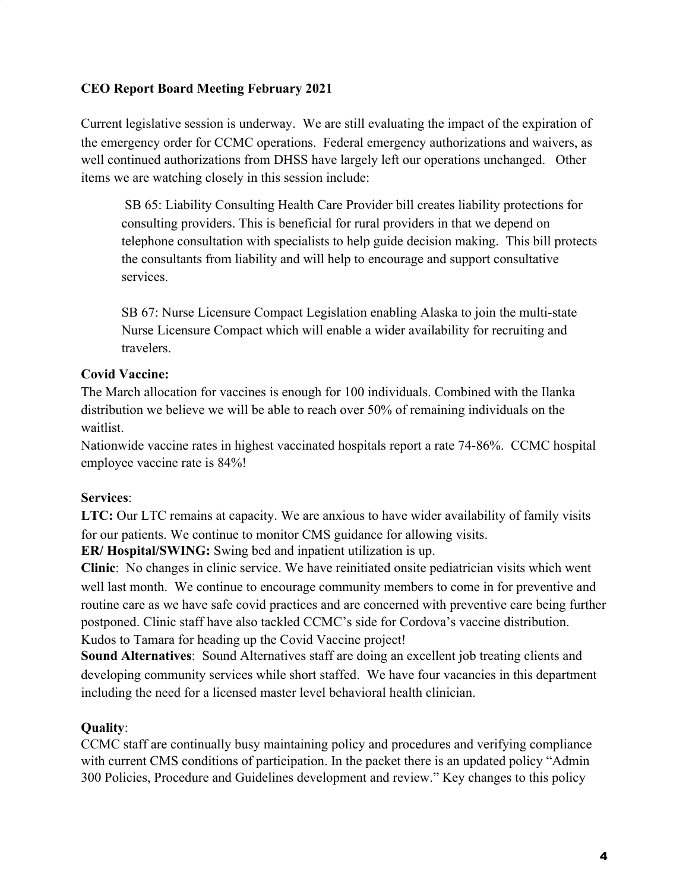**CEO Report Board Meeting February 2021**

Current legislative session is underway. We are still evaluating the impact of the expiration of the emergency order for CCMC operations. Federal emergency authorizations and waivers, as well continued authorizations from DHSS have largely left our operations unchanged. Other items we are watching closely in this session include:

> SB 65: Liability Consulting Health Care Provider bill creates liability protections for consulting providers. This is beneficial for rural providers in that we depend on telephone consultation with specialists to help guide decision making. This bill protects the consultants from liability and will help to encourage and support consultative services.
>
> SB 67: Nurse Licensure Compact Legislation enabling Alaska to join the multi-state Nurse Licensure Compact which will enable a wider availability for recruiting and travelers.

**Covid Vaccine:**

The March allocation for vaccines is enough for 100 individuals. Combined with the Ilanka distribution we believe we will be able to reach over 50% of remaining individuals on the waitlist.

Nationwide vaccine rates in highest vaccinated hospitals report a rate 74-86%. CCMC hospital employee vaccine rate is 84%!

**Services**:

**LTC:** Our LTC remains at capacity. We are anxious to have wider availability of family visits for our patients. We continue to monitor CMS guidance for allowing visits.

**ER/ Hospital/SWING:** Swing bed and inpatient utilization is up.

**Clinic**: No changes in clinic service. We have reinitiated onsite pediatrician visits which went well last month. We continue to encourage community members to come in for preventive and routine care as we have safe covid practices and are concerned with preventive care being further postponed. Clinic staff have also tackled CCMC's side for Cordova's vaccine distribution. Kudos to Tamara for heading up the Covid Vaccine project!

**Sound Alternatives**: Sound Alternatives staff are doing an excellent job treating clients and developing community services while short staffed. We have four vacancies in this department including the need for a licensed master level behavioral health clinician.

**Quality**:

CCMC staff are continually busy maintaining policy and procedures and verifying compliance with current CMS conditions of participation. In the packet there is an updated policy "Admin 300 Policies, Procedure and Guidelines development and review." Key changes to this policy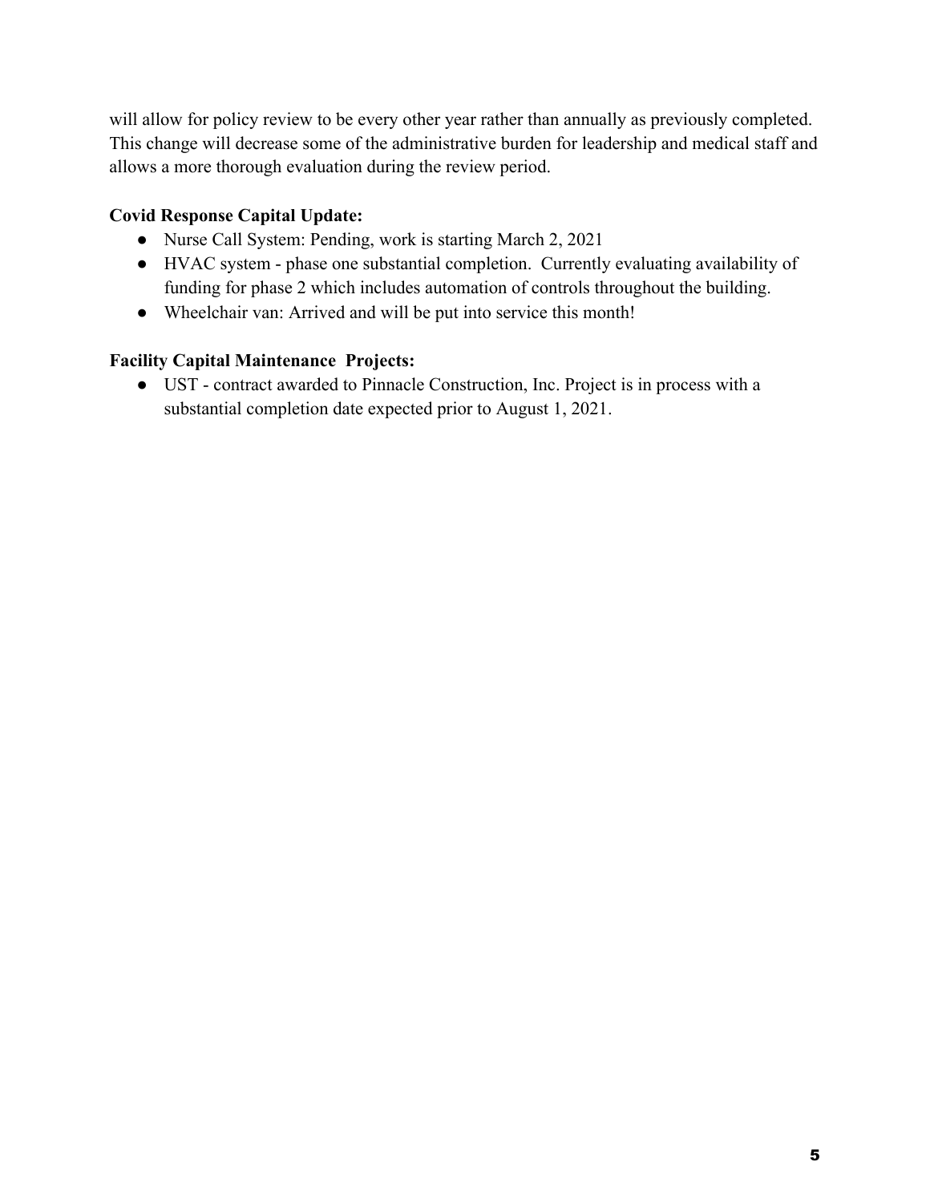will allow for policy review to be every other year rather than annually as previously completed. This change will decrease some of the administrative burden for leadership and medical staff and allows a more thorough evaluation during the review period.

**Covid Response Capital Update:**

- Nurse Call System: Pending, work is starting March 2, 2021
- HVAC system - phase one substantial completion. Currently evaluating availability of funding for phase 2 which includes automation of controls throughout the building.
- Wheelchair van: Arrived and will be put into service this month!

**Facility Capital Maintenance Projects:**

- UST - contract awarded to Pinnacle Construction, Inc. Project is in process with a substantial completion date expected prior to August 1, 2021.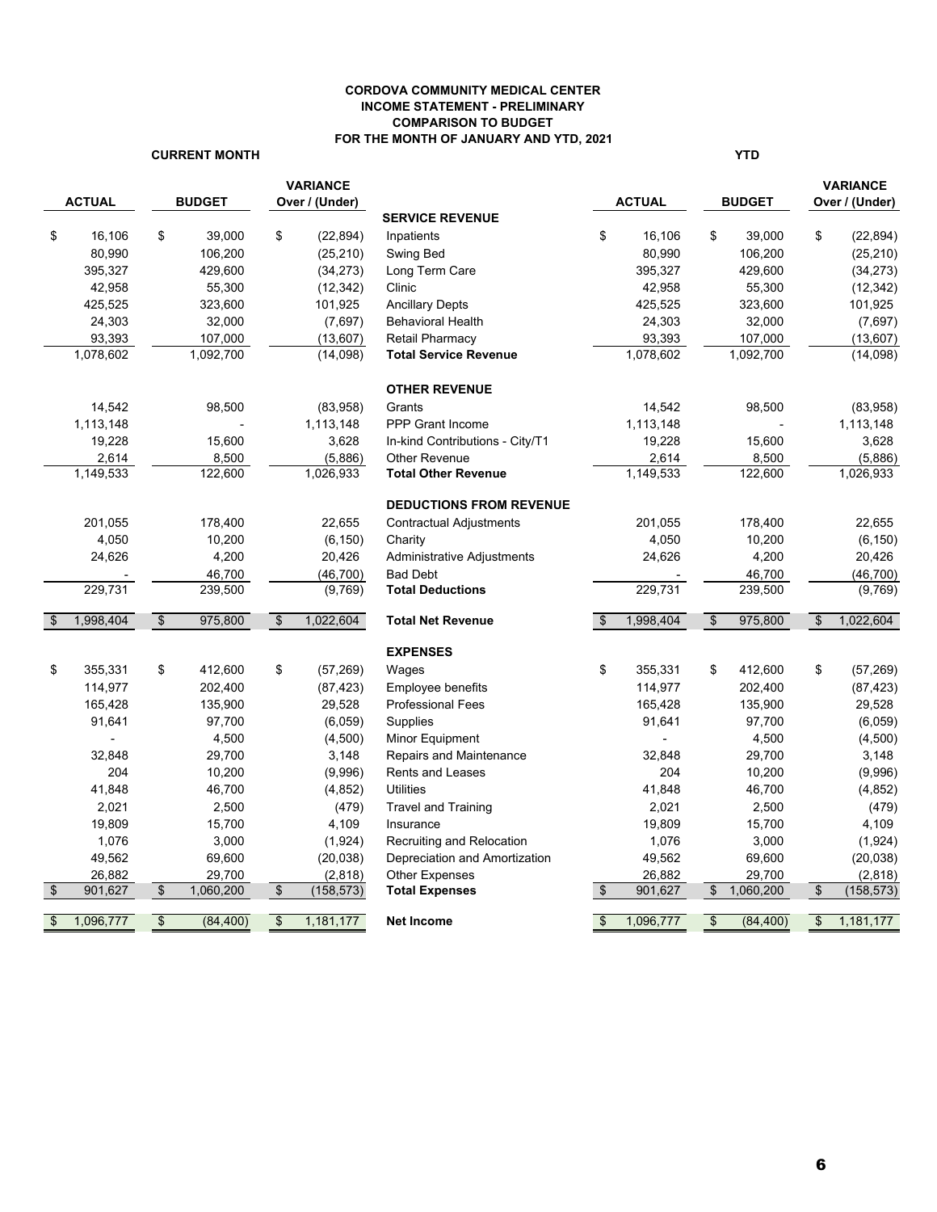**CORDOVA COMMUNITY MEDICAL CENTER**
**INCOME STATEMENT - PRELIMINARY**
**COMPARISON TO BUDGET**
**FOR THE MONTH OF JANUARY AND YTD, 2021**

| CURRENT MONTH | | | | YTD | | |
|---|---|---|---|---|---|---|
| **ACTUAL** | **BUDGET** | **VARIANCE Over / (Under)** | | **ACTUAL** | **BUDGET** | **VARIANCE Over / (Under)** |
| | | | **SERVICE REVENUE** | | | |
| $ 16,106 | $ 39,000 | $ (22,894) | Inpatients | $ 16,106 | $ 39,000 | $ (22,894) |
| 80,990 | 106,200 | (25,210) | Swing Bed | 80,990 | 106,200 | (25,210) |
| 395,327 | 429,600 | (34,273) | Long Term Care | 395,327 | 429,600 | (34,273) |
| 42,958 | 55,300 | (12,342) | Clinic | 42,958 | 55,300 | (12,342) |
| 425,525 | 323,600 | 101,925 | Ancillary Depts | 425,525 | 323,600 | 101,925 |
| 24,303 | 32,000 | (7,697) | Behavioral Health | 24,303 | 32,000 | (7,697) |
| 93,393 | 107,000 | (13,607) | Retail Pharmacy | 93,393 | 107,000 | (13,607) |
| 1,078,602 | 1,092,700 | (14,098) | **Total Service Revenue** | 1,078,602 | 1,092,700 | (14,098) |
| | | | **OTHER REVENUE** | | | |
| 14,542 | 98,500 | (83,958) | Grants | 14,542 | 98,500 | (83,958) |
| 1,113,148 | - | 1,113,148 | PPP Grant Income | 1,113,148 | - | 1,113,148 |
| 19,228 | 15,600 | 3,628 | In-kind Contributions - City/T1 | 19,228 | 15,600 | 3,628 |
| 2,614 | 8,500 | (5,886) | Other Revenue | 2,614 | 8,500 | (5,886) |
| 1,149,533 | 122,600 | 1,026,933 | **Total Other Revenue** | 1,149,533 | 122,600 | 1,026,933 |
| | | | **DEDUCTIONS FROM REVENUE** | | | |
| 201,055 | 178,400 | 22,655 | Contractual Adjustments | 201,055 | 178,400 | 22,655 |
| 4,050 | 10,200 | (6,150) | Charity | 4,050 | 10,200 | (6,150) |
| 24,626 | 4,200 | 20,426 | Administrative Adjustments | 24,626 | 4,200 | 20,426 |
| - | 46,700 | (46,700) | Bad Debt | - | 46,700 | (46,700) |
| 229,731 | 239,500 | (9,769) | **Total Deductions** | 229,731 | 239,500 | (9,769) |
| $ 1,998,404 | $ 975,800 | $ 1,022,604 | **Total Net Revenue** | $ 1,998,404 | $ 975,800 | $ 1,022,604 |
| | | | **EXPENSES** | | | |
| $ 355,331 | $ 412,600 | $ (57,269) | Wages | $ 355,331 | $ 412,600 | $ (57,269) |
| 114,977 | 202,400 | (87,423) | Employee benefits | 114,977 | 202,400 | (87,423) |
| 165,428 | 135,900 | 29,528 | Professional Fees | 165,428 | 135,900 | 29,528 |
| 91,641 | 97,700 | (6,059) | Supplies | 91,641 | 97,700 | (6,059) |
| - | 4,500 | (4,500) | Minor Equipment | - | 4,500 | (4,500) |
| 32,848 | 29,700 | 3,148 | Repairs and Maintenance | 32,848 | 29,700 | 3,148 |
| 204 | 10,200 | (9,996) | Rents and Leases | 204 | 10,200 | (9,996) |
| 41,848 | 46,700 | (4,852) | Utilities | 41,848 | 46,700 | (4,852) |
| 2,021 | 2,500 | (479) | Travel and Training | 2,021 | 2,500 | (479) |
| 19,809 | 15,700 | 4,109 | Insurance | 19,809 | 15,700 | 4,109 |
| 1,076 | 3,000 | (1,924) | Recruiting and Relocation | 1,076 | 3,000 | (1,924) |
| 49,562 | 69,600 | (20,038) | Depreciation and Amortization | 49,562 | 69,600 | (20,038) |
| 26,882 | 29,700 | (2,818) | Other Expenses | 26,882 | 29,700 | (2,818) |
| $ 901,627 | $ 1,060,200 | $ (158,573) | **Total Expenses** | $ 901,627 | $ 1,060,200 | $ (158,573) |
| $ 1,096,777 | $ (84,400) | $ 1,181,177 | **Net Income** | $ 1,096,777 | $ (84,400) | $ 1,181,177 |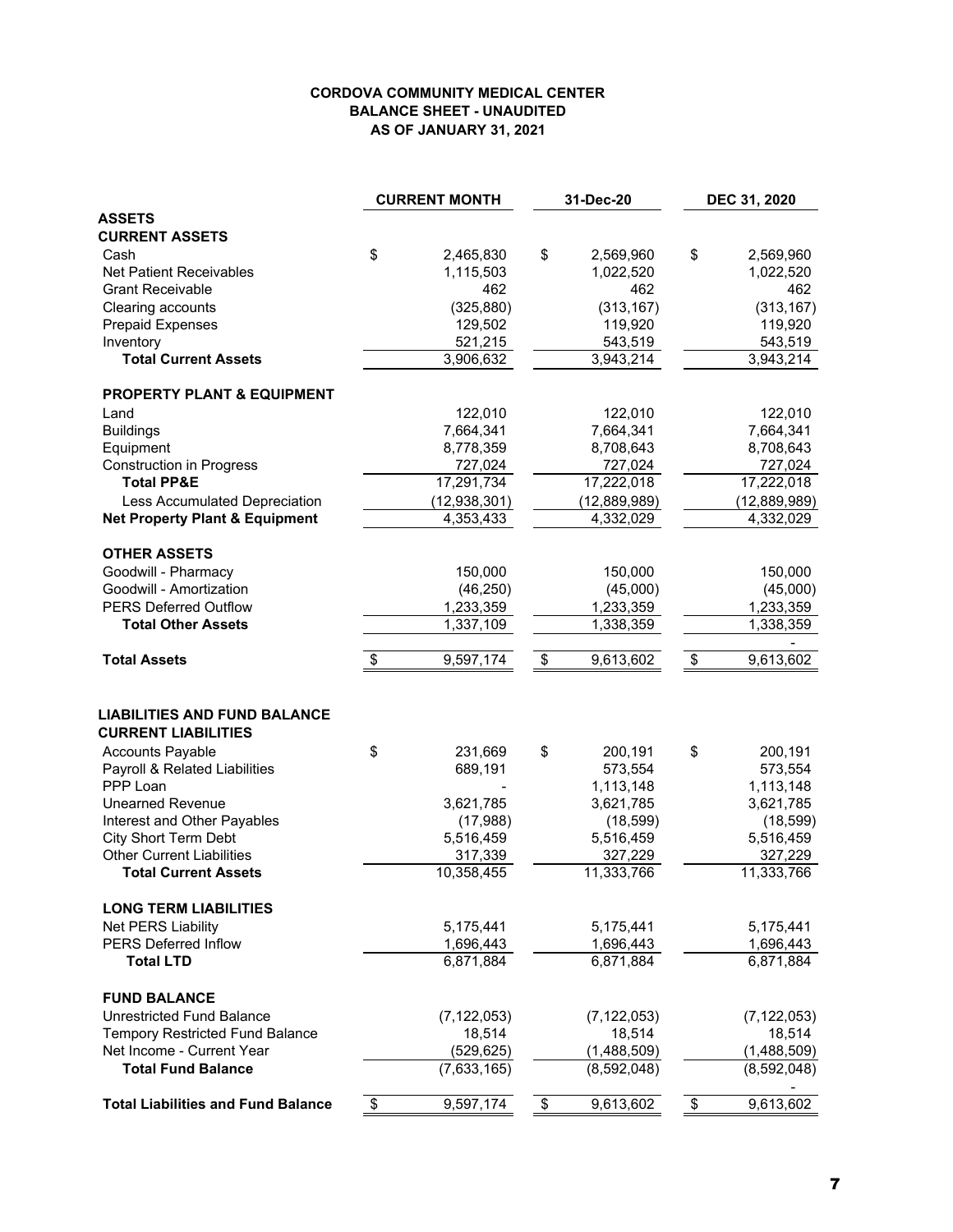**CORDOVA COMMUNITY MEDICAL CENTER**
**BALANCE SHEET - UNAUDITED**
**AS OF JANUARY 31, 2021**

| | CURRENT MONTH | 31-Dec-20 | DEC 31, 2020 |
|---|---|---|---|
| **ASSETS** | | | |
| **CURRENT ASSETS** | | | |
| Cash | $ 2,465,830 | $ 2,569,960 | $ 2,569,960 |
| Net Patient Receivables | 1,115,503 | 1,022,520 | 1,022,520 |
| Grant Receivable | 462 | 462 | 462 |
| Clearing accounts | (325,880) | (313,167) | (313,167) |
| Prepaid Expenses | 129,502 | 119,920 | 119,920 |
| Inventory | 521,215 | 543,519 | 543,519 |
| **Total Current Assets** | 3,906,632 | 3,943,214 | 3,943,214 |
| **PROPERTY PLANT & EQUIPMENT** | | | |
| Land | 122,010 | 122,010 | 122,010 |
| Buildings | 7,664,341 | 7,664,341 | 7,664,341 |
| Equipment | 8,778,359 | 8,708,643 | 8,708,643 |
| Construction in Progress | 727,024 | 727,024 | 727,024 |
| **Total PP&E** | 17,291,734 | 17,222,018 | 17,222,018 |
| Less Accumulated Depreciation | (12,938,301) | (12,889,989) | (12,889,989) |
| **Net Property Plant & Equipment** | 4,353,433 | 4,332,029 | 4,332,029 |
| **OTHER ASSETS** | | | |
| Goodwill - Pharmacy | 150,000 | 150,000 | 150,000 |
| Goodwill - Amortization | (46,250) | (45,000) | (45,000) |
| PERS Deferred Outflow | 1,233,359 | 1,233,359 | 1,233,359 |
| **Total Other Assets** | 1,337,109 | 1,338,359 | 1,338,359 |
| | | | - |
| **Total Assets** | $ 9,597,174 | $ 9,613,602 | $ 9,613,602 |
| | | | |
| **LIABILITIES AND FUND BALANCE** | | | |
| **CURRENT LIABILITIES** | | | |
| Accounts Payable | $ 231,669 | $ 200,191 | $ 200,191 |
| Payroll & Related Liabilities | 689,191 | 573,554 | 573,554 |
| PPP Loan | - | 1,113,148 | 1,113,148 |
| Unearned Revenue | 3,621,785 | 3,621,785 | 3,621,785 |
| Interest and Other Payables | (17,988) | (18,599) | (18,599) |
| City Short Term Debt | 5,516,459 | 5,516,459 | 5,516,459 |
| Other Current Liabilities | 317,339 | 327,229 | 327,229 |
| **Total Current Assets** | 10,358,455 | 11,333,766 | 11,333,766 |
| **LONG TERM LIABILITIES** | | | |
| Net PERS Liability | 5,175,441 | 5,175,441 | 5,175,441 |
| PERS Deferred Inflow | 1,696,443 | 1,696,443 | 1,696,443 |
| **Total LTD** | 6,871,884 | 6,871,884 | 6,871,884 |
| **FUND BALANCE** | | | |
| Unrestricted Fund Balance | (7,122,053) | (7,122,053) | (7,122,053) |
| Tempory Restricted Fund Balance | 18,514 | 18,514 | 18,514 |
| Net Income - Current Year | (529,625) | (1,488,509) | (1,488,509) |
| **Total Fund Balance** | (7,633,165) | (8,592,048) | (8,592,048) |
| | | | - |
| **Total Liabilities and Fund Balance** | $ 9,597,174 | $ 9,613,602 | $ 9,613,602 |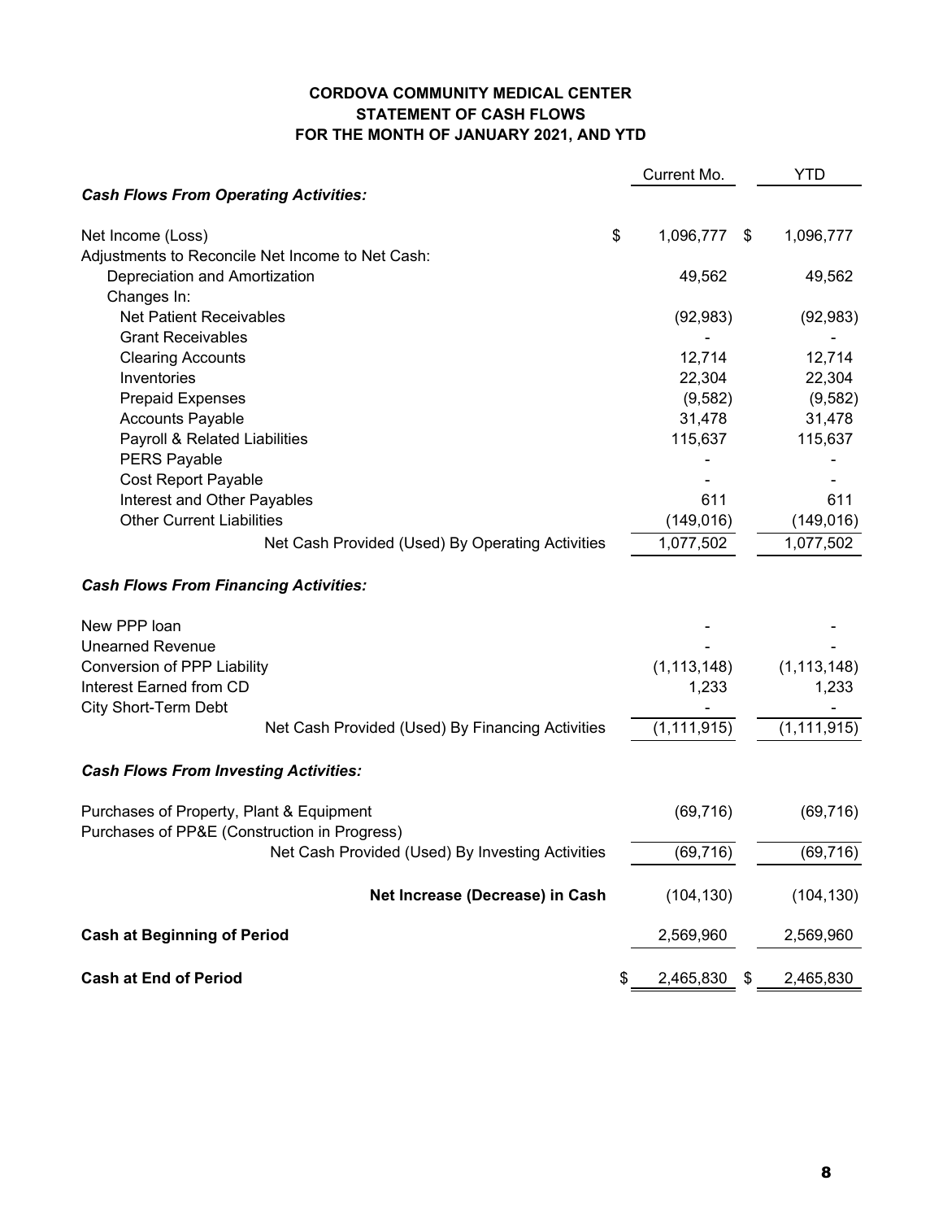**CORDOVA COMMUNITY MEDICAL CENTER**
**STATEMENT OF CASH FLOWS**
**FOR THE MONTH OF JANUARY 2021, AND YTD**

| | Current Mo. | YTD |
|---|---|---|
| ***Cash Flows From Operating Activities:*** | | |
| Net Income (Loss) | $ 1,096,777 | $ 1,096,777 |
| Adjustments to Reconcile Net Income to Net Cash: | | |
| Depreciation and Amortization | 49,562 | 49,562 |
| Changes In: | | |
| Net Patient Receivables | (92,983) | (92,983) |
| Grant Receivables | - | - |
| Clearing Accounts | 12,714 | 12,714 |
| Inventories | 22,304 | 22,304 |
| Prepaid Expenses | (9,582) | (9,582) |
| Accounts Payable | 31,478 | 31,478 |
| Payroll & Related Liabilities | 115,637 | 115,637 |
| PERS Payable | - | - |
| Cost Report Payable | - | - |
| Interest and Other Payables | 611 | 611 |
| Other Current Liabilities | (149,016) | (149,016) |
| Net Cash Provided (Used) By Operating Activities | 1,077,502 | 1,077,502 |
| ***Cash Flows From Financing Activities:*** | | |
| New PPP loan | - | - |
| Unearned Revenue | - | - |
| Conversion of PPP Liability | (1,113,148) | (1,113,148) |
| Interest Earned from CD | 1,233 | 1,233 |
| City Short-Term Debt | - | - |
| Net Cash Provided (Used) By Financing Activities | (1,111,915) | (1,111,915) |
| ***Cash Flows From Investing Activities:*** | | |
| Purchases of Property, Plant & Equipment | (69,716) | (69,716) |
| Purchases of PP&E (Construction in Progress) | | |
| Net Cash Provided (Used) By Investing Activities | (69,716) | (69,716) |
| **Net Increase (Decrease) in Cash** | (104,130) | (104,130) |
| **Cash at Beginning of Period** | 2,569,960 | 2,569,960 |
| **Cash at End of Period** | $ 2,465,830 | $ 2,465,830 |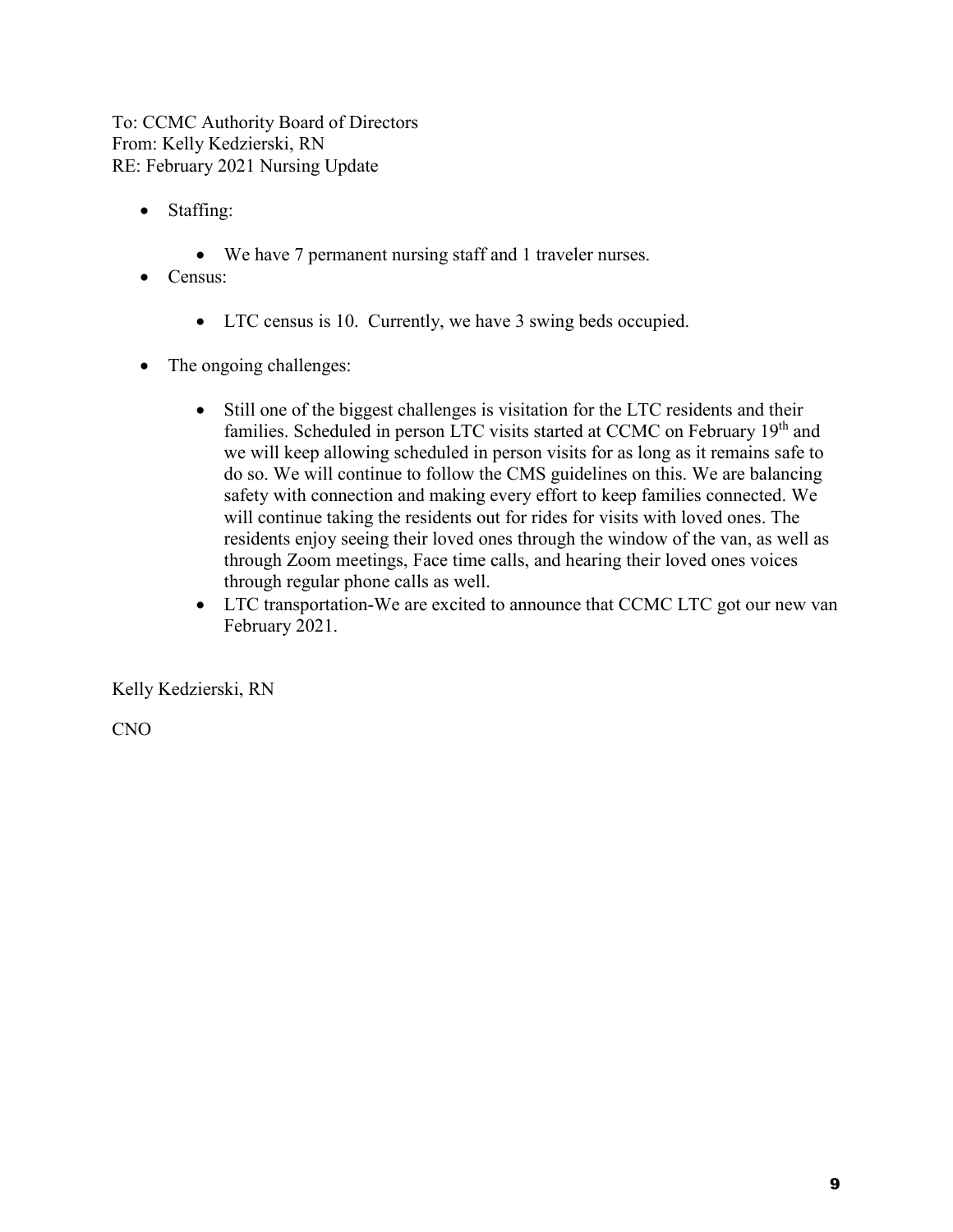To: CCMC Authority Board of Directors
From: Kelly Kedzierski, RN
RE: February 2021 Nursing Update

- Staffing:
  - We have 7 permanent nursing staff and 1 traveler nurses.
- Census:
  - LTC census is 10. Currently, we have 3 swing beds occupied.
- The ongoing challenges:
  - Still one of the biggest challenges is visitation for the LTC residents and their families. Scheduled in person LTC visits started at CCMC on February 19th and we will keep allowing scheduled in person visits for as long as it remains safe to do so. We will continue to follow the CMS guidelines on this. We are balancing safety with connection and making every effort to keep families connected. We will continue taking the residents out for rides for visits with loved ones. The residents enjoy seeing their loved ones through the window of the van, as well as through Zoom meetings, Face time calls, and hearing their loved ones voices through regular phone calls as well.
  - LTC transportation-We are excited to announce that CCMC LTC got our new van February 2021.

Kelly Kedzierski, RN

CNO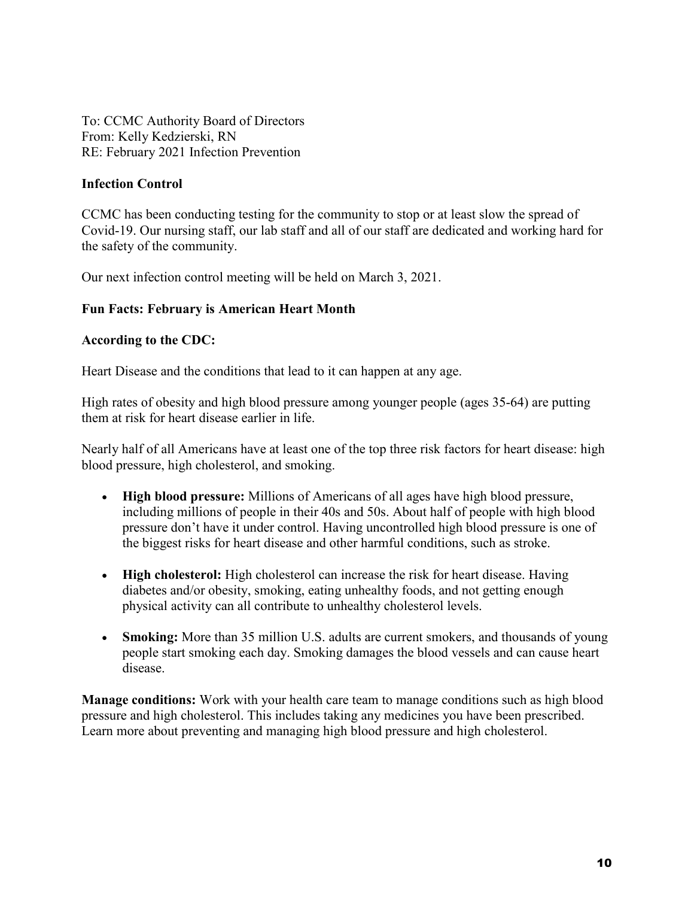To: CCMC Authority Board of Directors
From: Kelly Kedzierski, RN
RE: February 2021 Infection Prevention

**Infection Control**

CCMC has been conducting testing for the community to stop or at least slow the spread of Covid-19. Our nursing staff, our lab staff and all of our staff are dedicated and working hard for the safety of the community.

Our next infection control meeting will be held on March 3, 2021.

**Fun Facts: February is American Heart Month**

**According to the CDC:**

Heart Disease and the conditions that lead to it can happen at any age.

High rates of obesity and high blood pressure among younger people (ages 35-64) are putting them at risk for heart disease earlier in life.

Nearly half of all Americans have at least one of the top three risk factors for heart disease: high blood pressure, high cholesterol, and smoking.

- **High blood pressure:** Millions of Americans of all ages have high blood pressure, including millions of people in their 40s and 50s. About half of people with high blood pressure don't have it under control. Having uncontrolled high blood pressure is one of the biggest risks for heart disease and other harmful conditions, such as stroke.

- **High cholesterol:** High cholesterol can increase the risk for heart disease. Having diabetes and/or obesity, smoking, eating unhealthy foods, and not getting enough physical activity can all contribute to unhealthy cholesterol levels.

- **Smoking:** More than 35 million U.S. adults are current smokers, and thousands of young people start smoking each day. Smoking damages the blood vessels and can cause heart disease.

**Manage conditions:** Work with your health care team to manage conditions such as high blood pressure and high cholesterol. This includes taking any medicines you have been prescribed. Learn more about preventing and managing high blood pressure and high cholesterol.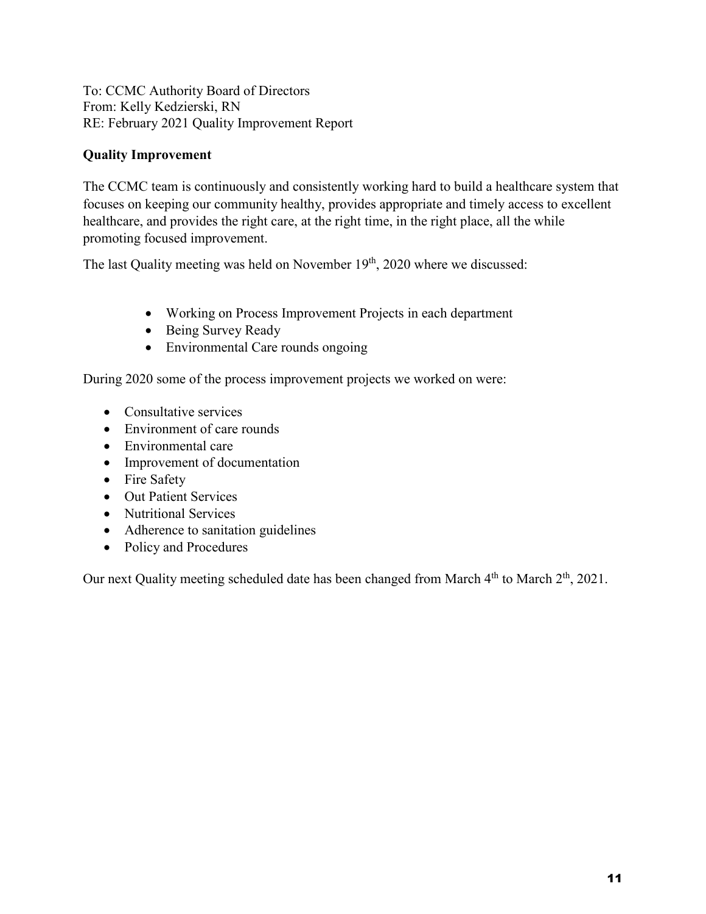To: CCMC Authority Board of Directors
From: Kelly Kedzierski, RN
RE: February 2021 Quality Improvement Report

**Quality Improvement**

The CCMC team is continuously and consistently working hard to build a healthcare system that focuses on keeping our community healthy, provides appropriate and timely access to excellent healthcare, and provides the right care, at the right time, in the right place, all the while promoting focused improvement.

The last Quality meeting was held on November 19th, 2020 where we discussed:

- Working on Process Improvement Projects in each department
- Being Survey Ready
- Environmental Care rounds ongoing

During 2020 some of the process improvement projects we worked on were:

- Consultative services
- Environment of care rounds
- Environmental care
- Improvement of documentation
- Fire Safety
- Out Patient Services
- Nutritional Services
- Adherence to sanitation guidelines
- Policy and Procedures

Our next Quality meeting scheduled date has been changed from March 4th to March 2th, 2021.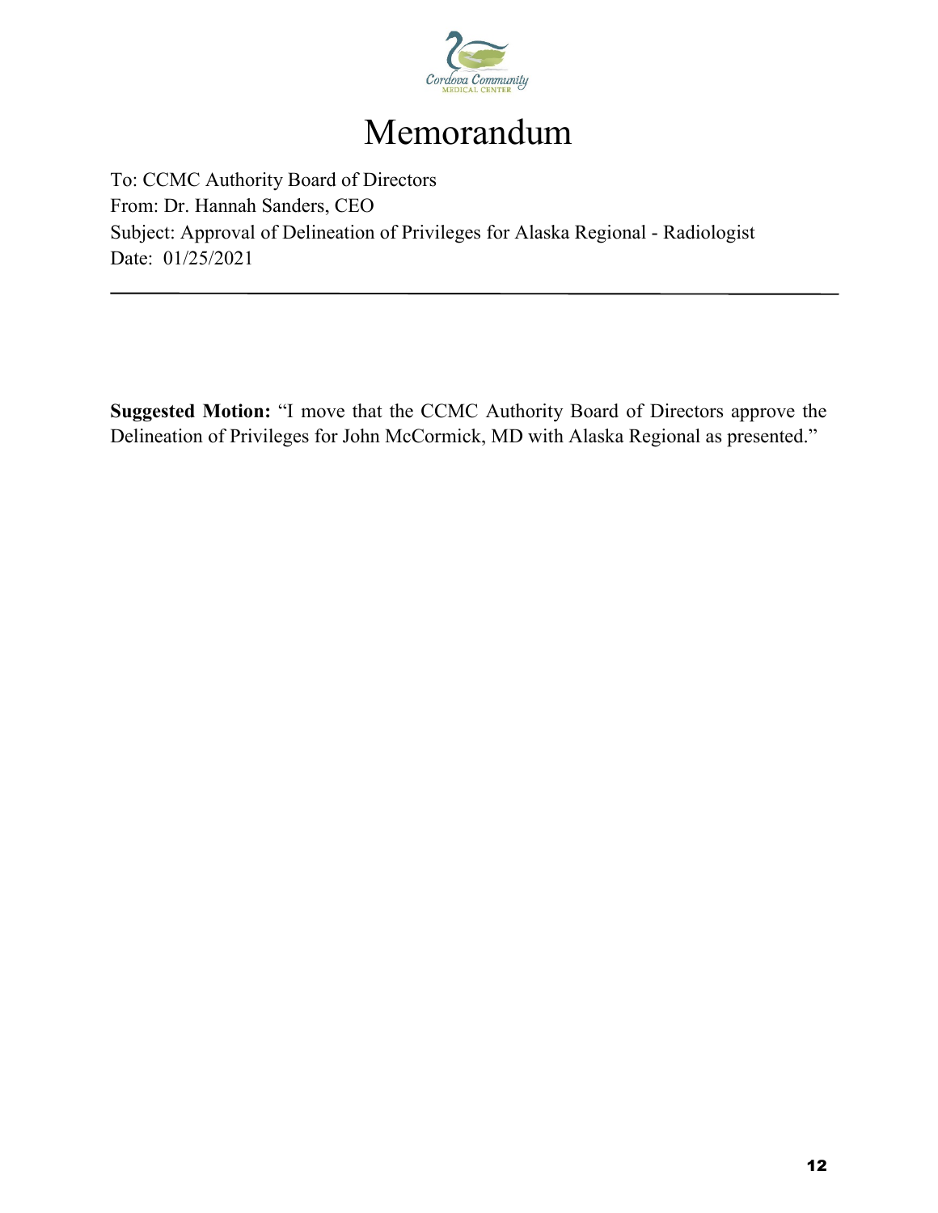Cordova Community
MEDICAL CENTER

# Memorandum

To: CCMC Authority Board of Directors
From: Dr. Hannah Sanders, CEO
Subject: Approval of Delineation of Privileges for Alaska Regional - Radiologist
Date: 01/25/2021

---

**Suggested Motion:** "I move that the CCMC Authority Board of Directors approve the Delineation of Privileges for John McCormick, MD with Alaska Regional as presented."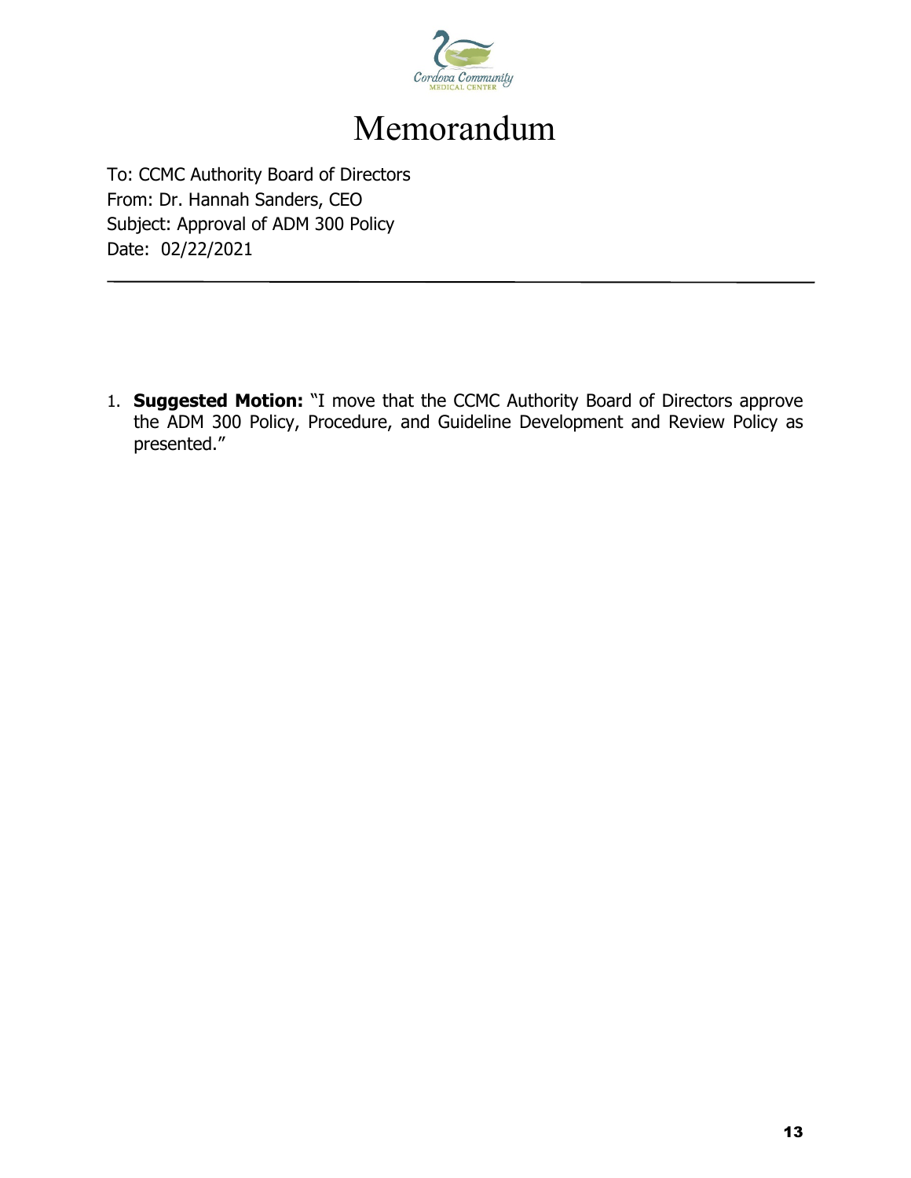# Memorandum

To: CCMC Authority Board of Directors
From: Dr. Hannah Sanders, CEO
Subject: Approval of ADM 300 Policy
Date: 02/22/2021

---

1. **Suggested Motion:** "I move that the CCMC Authority Board of Directors approve the ADM 300 Policy, Procedure, and Guideline Development and Review Policy as presented."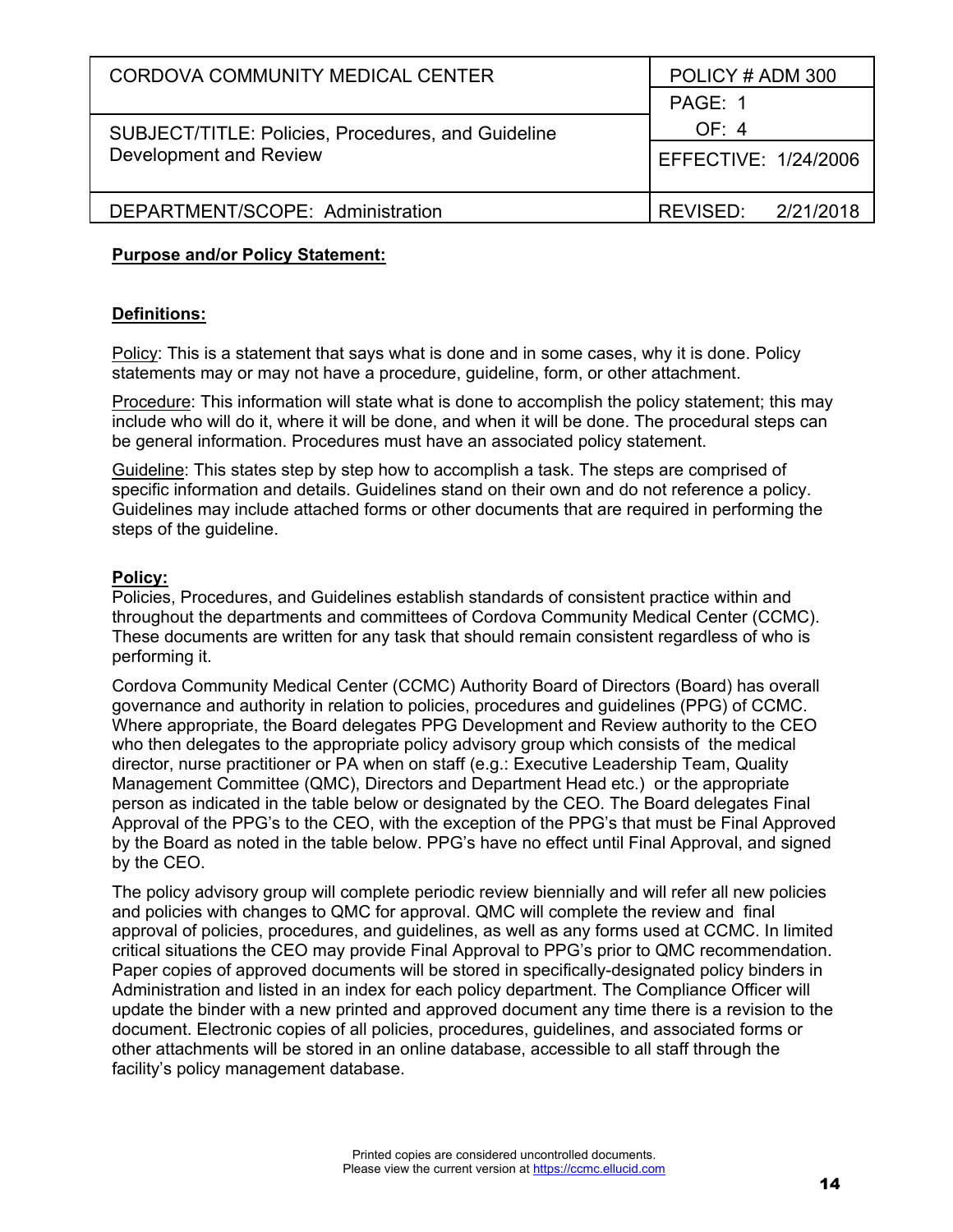| CORDOVA COMMUNITY MEDICAL CENTER | POLICY # ADM 300 |
|---|---|
| SUBJECT/TITLE: Policies, Procedures, and Guideline Development and Review | PAGE: 1 OF: 4 |
| | EFFECTIVE: 1/24/2006 |
| DEPARTMENT/SCOPE: Administration | REVISED: 2/21/2018 |

**Purpose and/or Policy Statement:**

**Definitions:**

Policy: This is a statement that says what is done and in some cases, why it is done. Policy statements may or may not have a procedure, guideline, form, or other attachment.

Procedure: This information will state what is done to accomplish the policy statement; this may include who will do it, where it will be done, and when it will be done. The procedural steps can be general information. Procedures must have an associated policy statement.

Guideline: This states step by step how to accomplish a task. The steps are comprised of specific information and details. Guidelines stand on their own and do not reference a policy. Guidelines may include attached forms or other documents that are required in performing the steps of the guideline.

**Policy:**

Policies, Procedures, and Guidelines establish standards of consistent practice within and throughout the departments and committees of Cordova Community Medical Center (CCMC). These documents are written for any task that should remain consistent regardless of who is performing it.

Cordova Community Medical Center (CCMC) Authority Board of Directors (Board) has overall governance and authority in relation to policies, procedures and guidelines (PPG) of CCMC. Where appropriate, the Board delegates PPG Development and Review authority to the CEO who then delegates to the appropriate policy advisory group which consists of the medical director, nurse practitioner or PA when on staff (e.g.: Executive Leadership Team, Quality Management Committee (QMC), Directors and Department Head etc.) or the appropriate person as indicated in the table below or designated by the CEO. The Board delegates Final Approval of the PPG's to the CEO, with the exception of the PPG's that must be Final Approved by the Board as noted in the table below. PPG's have no effect until Final Approval, and signed by the CEO.

The policy advisory group will complete periodic review biennially and will refer all new policies and policies with changes to QMC for approval. QMC will complete the review and final approval of policies, procedures, and guidelines, as well as any forms used at CCMC. In limited critical situations the CEO may provide Final Approval to PPG's prior to QMC recommendation. Paper copies of approved documents will be stored in specifically-designated policy binders in Administration and listed in an index for each policy department. The Compliance Officer will update the binder with a new printed and approved document any time there is a revision to the document. Electronic copies of all policies, procedures, guidelines, and associated forms or other attachments will be stored in an online database, accessible to all staff through the facility's policy management database.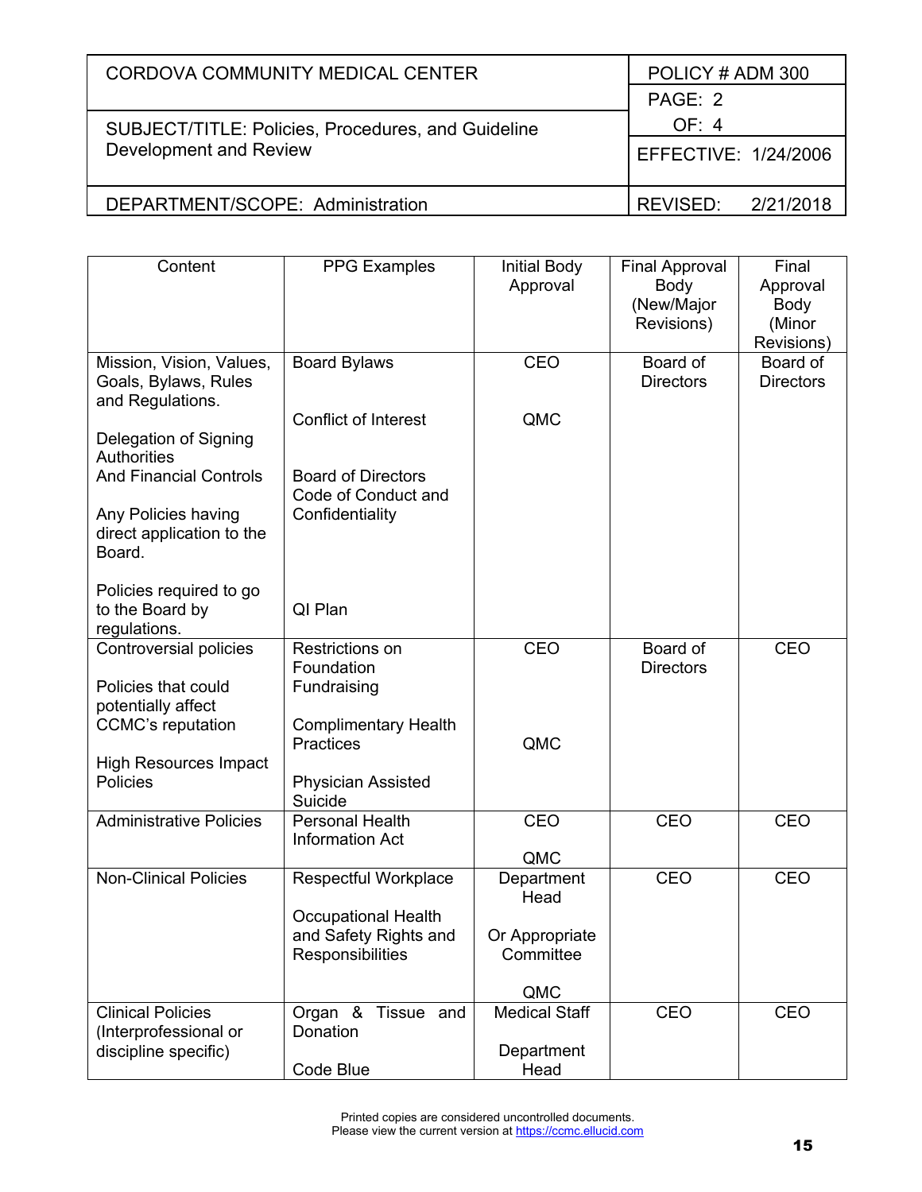| CORDOVA COMMUNITY MEDICAL CENTER | POLICY # ADM 300 |
|---|---|
| SUBJECT/TITLE: Policies, Procedures, and Guideline Development and Review | PAGE: 2 OF: 4 |
| | EFFECTIVE: 1/24/2006 |
| DEPARTMENT/SCOPE: Administration | REVISED: 2/21/2018 |

| Content | PPG Examples | Initial Body Approval | Final Approval Body (New/Major Revisions) | Final Approval Body (Minor Revisions) |
|---|---|---|---|---|
| Mission, Vision, Values, Goals, Bylaws, Rules and Regulations.<br><br>Delegation of Signing Authorities And Financial Controls<br><br>Any Policies having direct application to the Board.<br><br>Policies required to go to the Board by regulations. | Board Bylaws<br><br>Conflict of Interest<br><br>Board of Directors Code of Conduct and Confidentiality<br><br>QI Plan | CEO<br><br>QMC | Board of Directors | Board of Directors |
| Controversial policies<br><br>Policies that could potentially affect CCMC's reputation<br><br>High Resources Impact Policies | Restrictions on Foundation Fundraising<br><br>Complimentary Health Practices<br><br>Physician Assisted Suicide | CEO<br><br>QMC | Board of Directors | CEO |
| Administrative Policies | Personal Health Information Act | CEO<br><br>QMC | CEO | CEO |
| Non-Clinical Policies | Respectful Workplace<br><br>Occupational Health and Safety Rights and Responsibilities | Department Head<br><br>Or Appropriate Committee<br><br>QMC | CEO | CEO |
| Clinical Policies (Interprofessional or discipline specific) | Organ & Tissue and Donation<br><br>Code Blue | Medical Staff<br><br>Department Head | CEO | CEO |

Printed copies are considered uncontrolled documents.
Please view the current version at https://ccmc.ellucid.com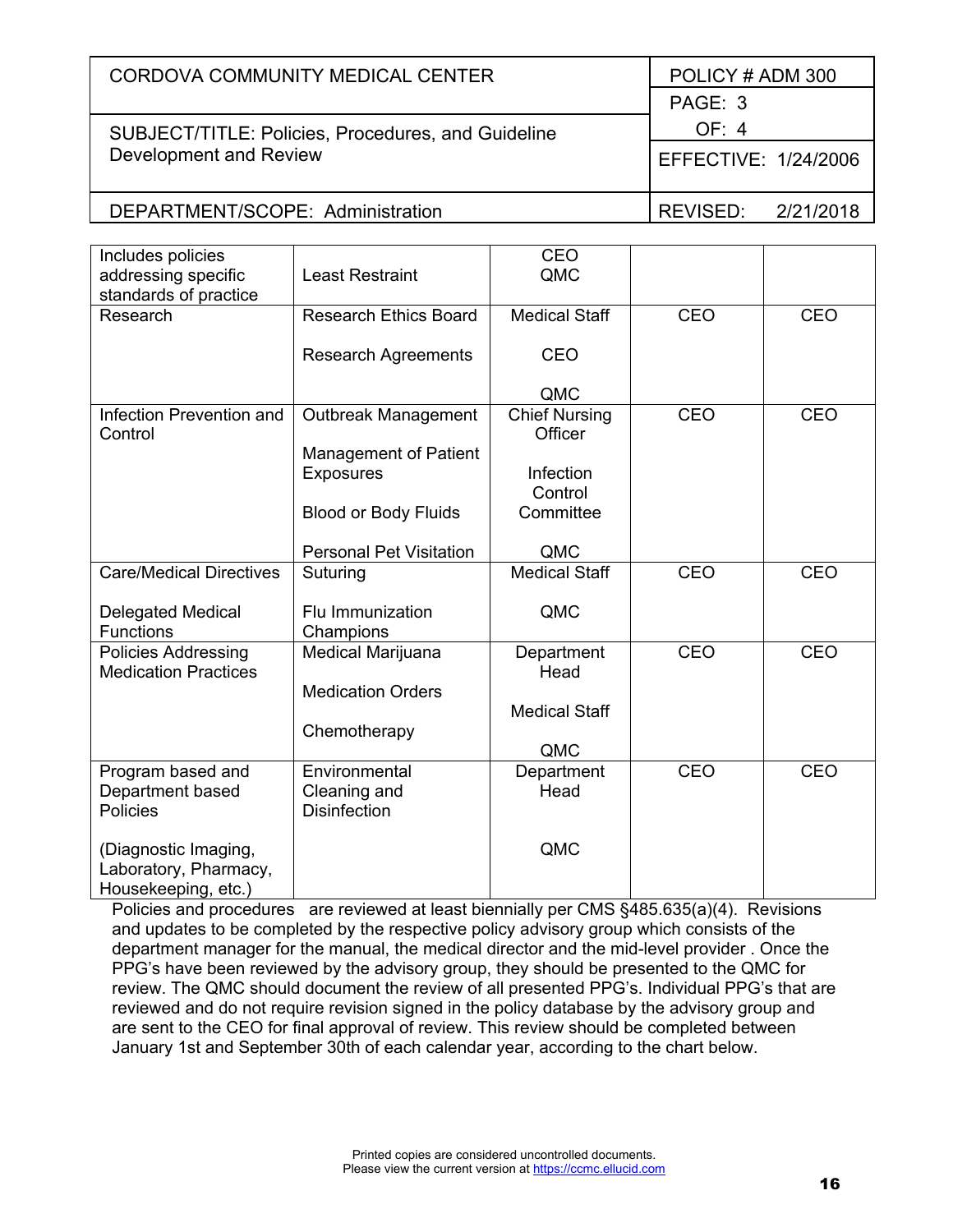| CORDOVA COMMUNITY MEDICAL CENTER | POLICY # ADM 300 |
|---|---|
| | PAGE: 3 OF: 4 |
| SUBJECT/TITLE: Policies, Procedures, and Guideline Development and Review | EFFECTIVE: 1/24/2006 |
| DEPARTMENT/SCOPE: Administration | REVISED: 2/21/2018 |

| | | | | |
|---|---|---|---|---|
| Includes policies addressing specific standards of practice | Least Restraint | CEO<br>QMC | | |
| Research | Research Ethics Board<br><br>Research Agreements | Medical Staff<br><br>CEO<br><br>QMC | CEO | CEO |
| Infection Prevention and Control | Outbreak Management<br><br>Management of Patient Exposures<br><br>Blood or Body Fluids<br><br>Personal Pet Visitation | Chief Nursing Officer<br><br>Infection Control Committee<br><br>QMC | CEO | CEO |
| Care/Medical Directives<br><br>Delegated Medical Functions | Suturing<br><br>Flu Immunization Champions | Medical Staff<br><br>QMC | CEO | CEO |
| Policies Addressing Medication Practices | Medical Marijuana<br><br>Medication Orders<br><br>Chemotherapy | Department Head<br><br>Medical Staff<br><br>QMC | CEO | CEO |
| Program based and Department based Policies<br><br>(Diagnostic Imaging, Laboratory, Pharmacy, Housekeeping, etc.) | Environmental Cleaning and Disinfection | Department Head<br><br>QMC | CEO | CEO |

Policies and procedures are reviewed at least biennially per CMS §485.635(a)(4). Revisions and updates to be completed by the respective policy advisory group which consists of the department manager for the manual, the medical director and the mid-level provider . Once the PPG's have been reviewed by the advisory group, they should be presented to the QMC for review. The QMC should document the review of all presented PPG's. Individual PPG's that are reviewed and do not require revision signed in the policy database by the advisory group and are sent to the CEO for final approval of review. This review should be completed between January 1st and September 30th of each calendar year, according to the chart below.

Printed copies are considered uncontrolled documents.
Please view the current version at https://ccmc.ellucid.com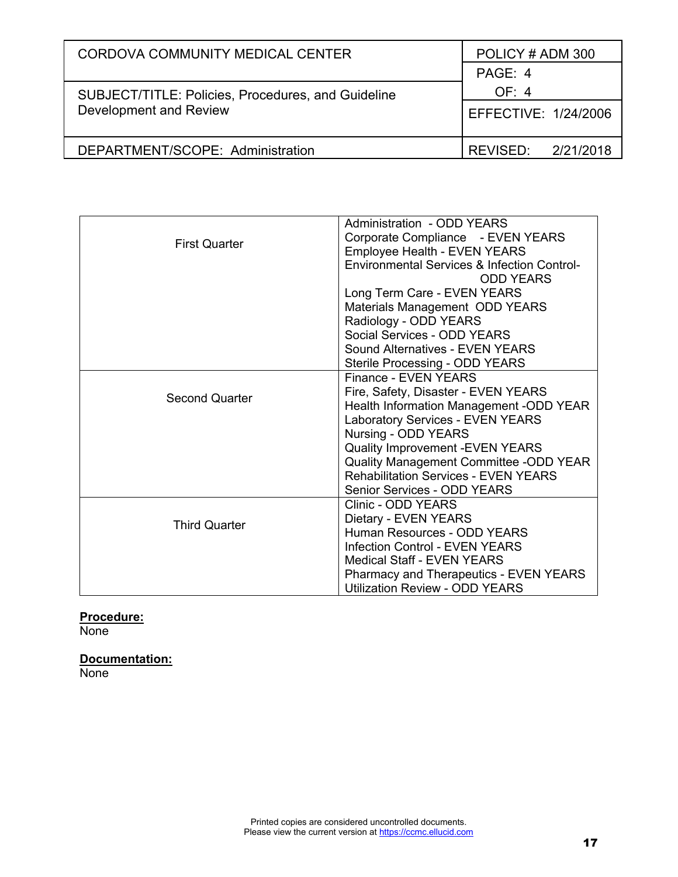| | |
|---|---|
| First Quarter | Administration - ODD YEARS<br>Corporate Compliance - EVEN YEARS<br>Employee Health - EVEN YEARS<br>Environmental Services & Infection Control- ODD YEARS<br>Long Term Care - EVEN YEARS<br>Materials Management ODD YEARS<br>Radiology - ODD YEARS<br>Social Services - ODD YEARS<br>Sound Alternatives - EVEN YEARS<br>Sterile Processing - ODD YEARS |
| Second Quarter | Finance - EVEN YEARS<br>Fire, Safety, Disaster - EVEN YEARS<br>Health Information Management -ODD YEAR<br>Laboratory Services - EVEN YEARS<br>Nursing - ODD YEARS<br>Quality Improvement -EVEN YEARS<br>Quality Management Committee -ODD YEAR<br>Rehabilitation Services - EVEN YEARS<br>Senior Services - ODD YEARS |
| Third Quarter | Clinic - ODD YEARS<br>Dietary - EVEN YEARS<br>Human Resources - ODD YEARS<br>Infection Control - EVEN YEARS<br>Medical Staff - EVEN YEARS<br>Pharmacy and Therapeutics - EVEN YEARS<br>Utilization Review - ODD YEARS |

**Procedure:**
None

**Documentation:**
None